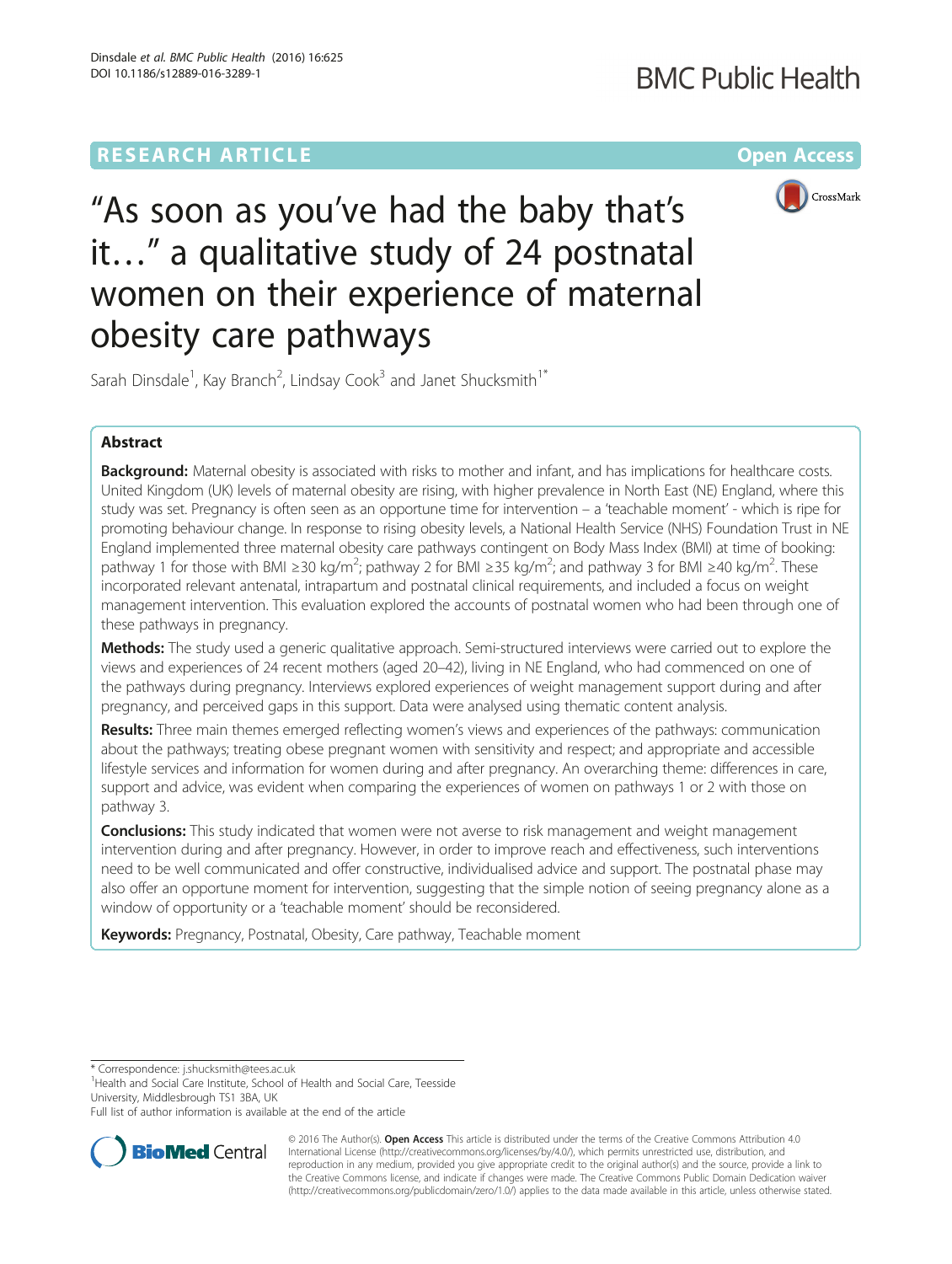RESEARCH ARTICLE

Open Access

# "As soon as you've had the baby that's it…" a qualitative study of 24 postnatal women on their experience of maternal obesity care pathways

Sarah Dinsdale[1], Kay Branch[2], Lindsay Cook[3] and Janet Shucksmith[1*]

## Abstract

**Background:** Maternal obesity is associated with risks to mother and infant, and has implications for healthcare costs. United Kingdom (UK) levels of maternal obesity are rising, with higher prevalence in North East (NE) England, where this study was set. Pregnancy is often seen as an opportune time for intervention – a 'teachable moment' - which is ripe for promoting behaviour change. In response to rising obesity levels, a National Health Service (NHS) Foundation Trust in NE England implemented three maternal obesity care pathways contingent on Body Mass Index (BMI) at time of booking: pathway 1 for those with BMI ≥30 kg/m$^2$; pathway 2 for BMI ≥35 kg/m$^2$; and pathway 3 for BMI ≥40 kg/m$^2$. These incorporated relevant antenatal, intrapartum and postnatal clinical requirements, and included a focus on weight management intervention. This evaluation explored the accounts of postnatal women who had been through one of these pathways in pregnancy.

**Methods:** The study used a generic qualitative approach. Semi-structured interviews were carried out to explore the views and experiences of 24 recent mothers (aged 20–42), living in NE England, who had commenced on one of the pathways during pregnancy. Interviews explored experiences of weight management support during and after pregnancy, and perceived gaps in this support. Data were analysed using thematic content analysis.

**Results:** Three main themes emerged reflecting women's views and experiences of the pathways: communication about the pathways; treating obese pregnant women with sensitivity and respect; and appropriate and accessible lifestyle services and information for women during and after pregnancy. An overarching theme: differences in care, support and advice, was evident when comparing the experiences of women on pathways 1 or 2 with those on pathway 3.

**Conclusions:** This study indicated that women were not averse to risk management and weight management intervention during and after pregnancy. However, in order to improve reach and effectiveness, such interventions need to be well communicated and offer constructive, individualised advice and support. The postnatal phase may also offer an opportune moment for intervention, suggesting that the simple notion of seeing pregnancy alone as a window of opportunity or a 'teachable moment' should be reconsidered.

**Keywords:** Pregnancy, Postnatal, Obesity, Care pathway, Teachable moment

\* Correspondence: j.shucksmith@tees.ac.uk
[1]Health and Social Care Institute, School of Health and Social Care, Teesside University, Middlesbrough TS1 3BA, UK
Full list of author information is available at the end of the article

© 2016 The Author(s). **Open Access** This article is distributed under the terms of the Creative Commons Attribution 4.0 International License (http://creativecommons.org/licenses/by/4.0/), which permits unrestricted use, distribution, and reproduction in any medium, provided you give appropriate credit to the original author(s) and the source, provide a link to the Creative Commons license, and indicate if changes were made. The Creative Commons Public Domain Dedication waiver (http://creativecommons.org/publicdomain/zero/1.0/) applies to the data made available in this article, unless otherwise stated.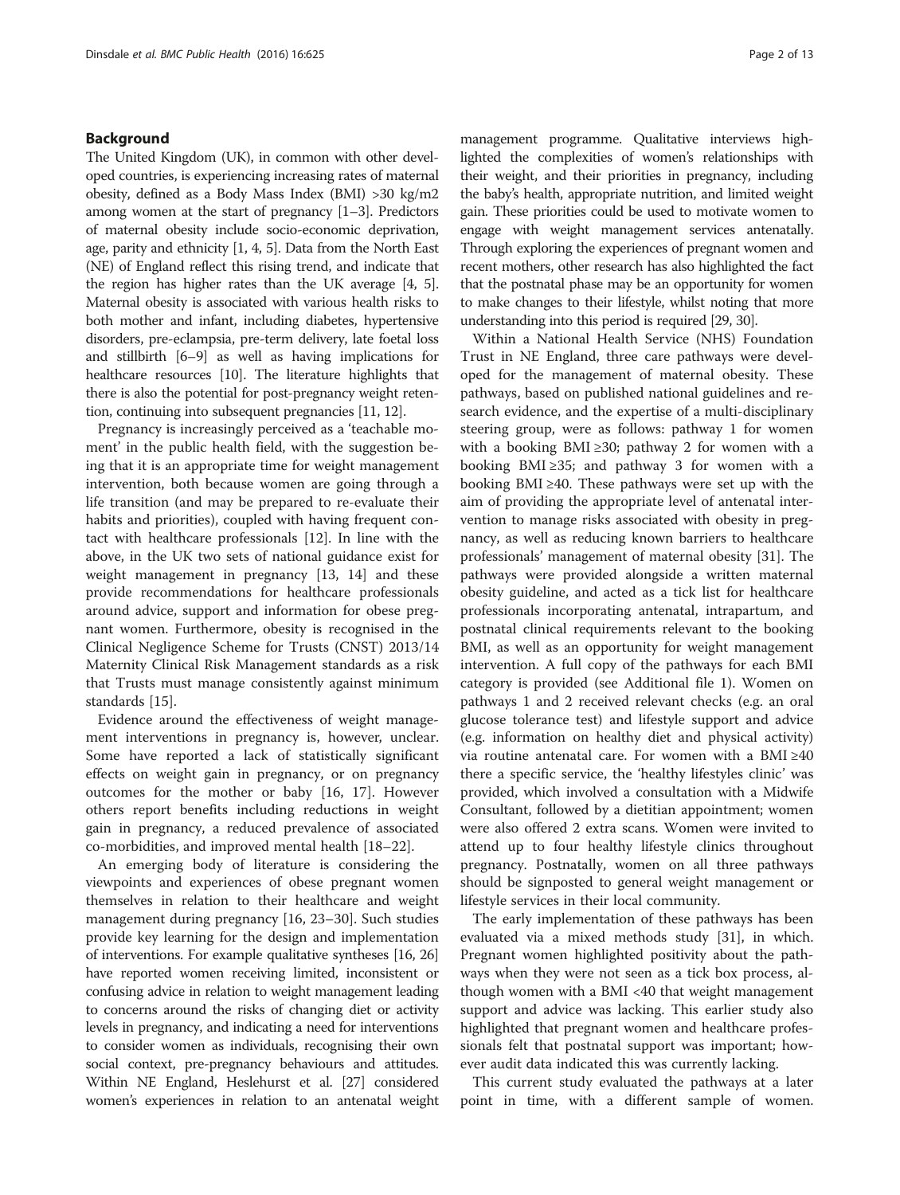## Background

The United Kingdom (UK), in common with other developed countries, is experiencing increasing rates of maternal obesity, defined as a Body Mass Index (BMI) >30 kg/m2 among women at the start of pregnancy [1–3]. Predictors of maternal obesity include socio-economic deprivation, age, parity and ethnicity [1, 4, 5]. Data from the North East (NE) of England reflect this rising trend, and indicate that the region has higher rates than the UK average [4, 5]. Maternal obesity is associated with various health risks to both mother and infant, including diabetes, hypertensive disorders, pre-eclampsia, pre-term delivery, late foetal loss and stillbirth [6–9] as well as having implications for healthcare resources [10]. The literature highlights that there is also the potential for post-pregnancy weight retention, continuing into subsequent pregnancies [11, 12].

Pregnancy is increasingly perceived as a 'teachable moment' in the public health field, with the suggestion being that it is an appropriate time for weight management intervention, both because women are going through a life transition (and may be prepared to re-evaluate their habits and priorities), coupled with having frequent contact with healthcare professionals [12]. In line with the above, in the UK two sets of national guidance exist for weight management in pregnancy [13, 14] and these provide recommendations for healthcare professionals around advice, support and information for obese pregnant women. Furthermore, obesity is recognised in the Clinical Negligence Scheme for Trusts (CNST) 2013/14 Maternity Clinical Risk Management standards as a risk that Trusts must manage consistently against minimum standards [15].

Evidence around the effectiveness of weight management interventions in pregnancy is, however, unclear. Some have reported a lack of statistically significant effects on weight gain in pregnancy, or on pregnancy outcomes for the mother or baby [16, 17]. However others report benefits including reductions in weight gain in pregnancy, a reduced prevalence of associated co-morbidities, and improved mental health [18–22].

An emerging body of literature is considering the viewpoints and experiences of obese pregnant women themselves in relation to their healthcare and weight management during pregnancy [16, 23–30]. Such studies provide key learning for the design and implementation of interventions. For example qualitative syntheses [16, 26] have reported women receiving limited, inconsistent or confusing advice in relation to weight management leading to concerns around the risks of changing diet or activity levels in pregnancy, and indicating a need for interventions to consider women as individuals, recognising their own social context, pre-pregnancy behaviours and attitudes. Within NE England, Heslehurst et al. [27] considered women's experiences in relation to an antenatal weight management programme. Qualitative interviews highlighted the complexities of women's relationships with their weight, and their priorities in pregnancy, including the baby's health, appropriate nutrition, and limited weight gain. These priorities could be used to motivate women to engage with weight management services antenatally. Through exploring the experiences of pregnant women and recent mothers, other research has also highlighted the fact that the postnatal phase may be an opportunity for women to make changes to their lifestyle, whilst noting that more understanding into this period is required [29, 30].

Within a National Health Service (NHS) Foundation Trust in NE England, three care pathways were developed for the management of maternal obesity. These pathways, based on published national guidelines and research evidence, and the expertise of a multi-disciplinary steering group, were as follows: pathway 1 for women with a booking BMI ≥30; pathway 2 for women with a booking BMI ≥35; and pathway 3 for women with a booking BMI ≥40. These pathways were set up with the aim of providing the appropriate level of antenatal intervention to manage risks associated with obesity in pregnancy, as well as reducing known barriers to healthcare professionals' management of maternal obesity [31]. The pathways were provided alongside a written maternal obesity guideline, and acted as a tick list for healthcare professionals incorporating antenatal, intrapartum, and postnatal clinical requirements relevant to the booking BMI, as well as an opportunity for weight management intervention. A full copy of the pathways for each BMI category is provided (see Additional file 1). Women on pathways 1 and 2 received relevant checks (e.g. an oral glucose tolerance test) and lifestyle support and advice (e.g. information on healthy diet and physical activity) via routine antenatal care. For women with a BMI ≥40 there a specific service, the 'healthy lifestyles clinic' was provided, which involved a consultation with a Midwife Consultant, followed by a dietitian appointment; women were also offered 2 extra scans. Women were invited to attend up to four healthy lifestyle clinics throughout pregnancy. Postnatally, women on all three pathways should be signposted to general weight management or lifestyle services in their local community.

The early implementation of these pathways has been evaluated via a mixed methods study [31], in which. Pregnant women highlighted positivity about the pathways when they were not seen as a tick box process, although women with a BMI <40 that weight management support and advice was lacking. This earlier study also highlighted that pregnant women and healthcare professionals felt that postnatal support was important; however audit data indicated this was currently lacking.

This current study evaluated the pathways at a later point in time, with a different sample of women.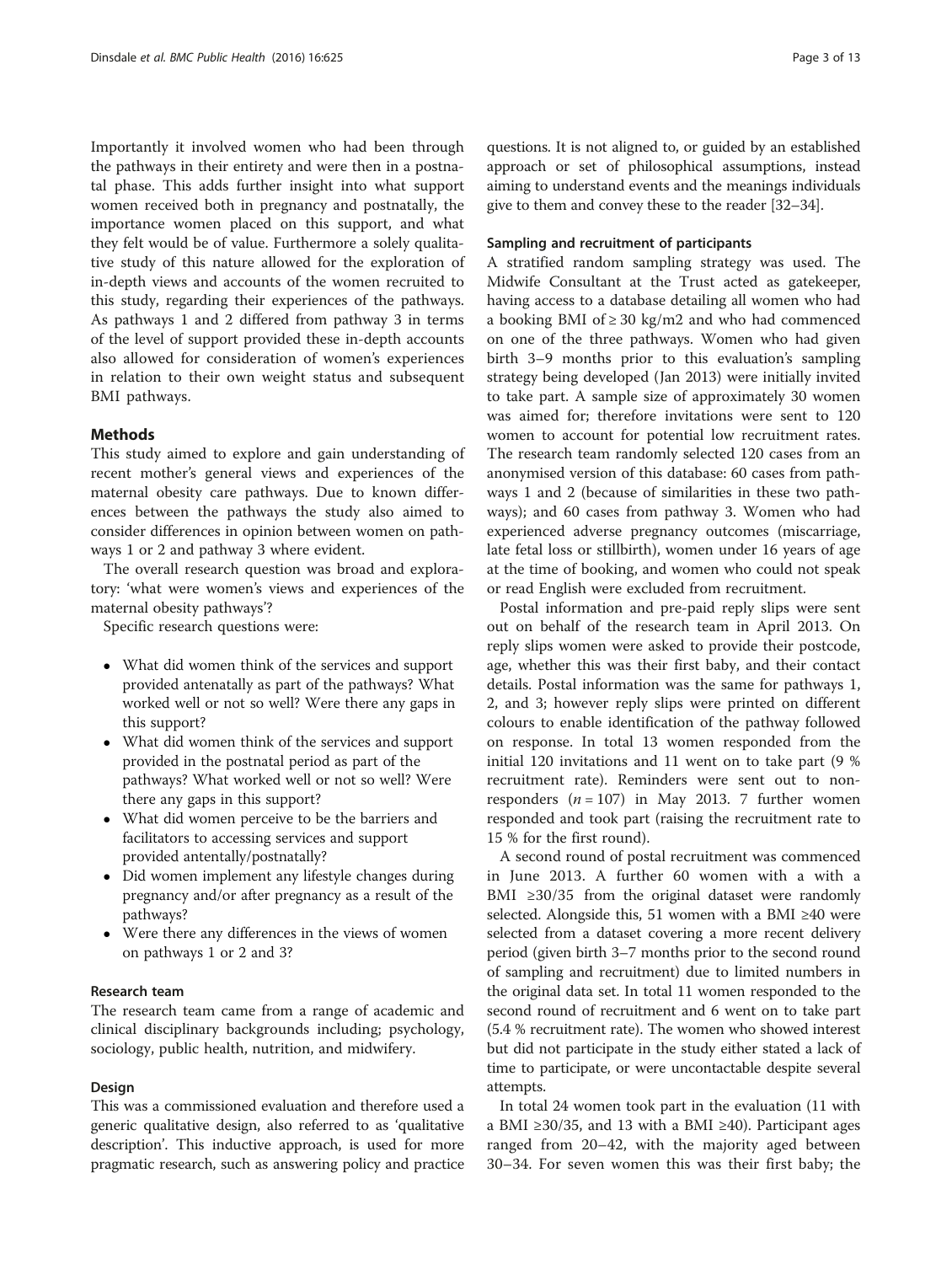Importantly it involved women who had been through the pathways in their entirety and were then in a postnatal phase. This adds further insight into what support women received both in pregnancy and postnatally, the importance women placed on this support, and what they felt would be of value. Furthermore a solely qualitative study of this nature allowed for the exploration of in-depth views and accounts of the women recruited to this study, regarding their experiences of the pathways. As pathways 1 and 2 differed from pathway 3 in terms of the level of support provided these in-depth accounts also allowed for consideration of women's experiences in relation to their own weight status and subsequent BMI pathways.

## Methods

This study aimed to explore and gain understanding of recent mother's general views and experiences of the maternal obesity care pathways. Due to known differences between the pathways the study also aimed to consider differences in opinion between women on pathways 1 or 2 and pathway 3 where evident.

The overall research question was broad and exploratory: 'what were women's views and experiences of the maternal obesity pathways'?

Specific research questions were:

- What did women think of the services and support provided antenatally as part of the pathways? What worked well or not so well? Were there any gaps in this support?
- What did women think of the services and support provided in the postnatal period as part of the pathways? What worked well or not so well? Were there any gaps in this support?
- What did women perceive to be the barriers and facilitators to accessing services and support provided antentally/postnatally?
- Did women implement any lifestyle changes during pregnancy and/or after pregnancy as a result of the pathways?
- Were there any differences in the views of women on pathways 1 or 2 and 3?

### Research team

The research team came from a range of academic and clinical disciplinary backgrounds including; psychology, sociology, public health, nutrition, and midwifery.

### Design

This was a commissioned evaluation and therefore used a generic qualitative design, also referred to as 'qualitative description'. This inductive approach, is used for more pragmatic research, such as answering policy and practice questions. It is not aligned to, or guided by an established approach or set of philosophical assumptions, instead aiming to understand events and the meanings individuals give to them and convey these to the reader [32–34].

### Sampling and recruitment of participants

A stratified random sampling strategy was used. The Midwife Consultant at the Trust acted as gatekeeper, having access to a database detailing all women who had a booking BMI of ≥ 30 kg/m2 and who had commenced on one of the three pathways. Women who had given birth 3–9 months prior to this evaluation's sampling strategy being developed (Jan 2013) were initially invited to take part. A sample size of approximately 30 women was aimed for; therefore invitations were sent to 120 women to account for potential low recruitment rates. The research team randomly selected 120 cases from an anonymised version of this database: 60 cases from pathways 1 and 2 (because of similarities in these two pathways); and 60 cases from pathway 3. Women who had experienced adverse pregnancy outcomes (miscarriage, late fetal loss or stillbirth), women under 16 years of age at the time of booking, and women who could not speak or read English were excluded from recruitment.

Postal information and pre-paid reply slips were sent out on behalf of the research team in April 2013. On reply slips women were asked to provide their postcode, age, whether this was their first baby, and their contact details. Postal information was the same for pathways 1, 2, and 3; however reply slips were printed on different colours to enable identification of the pathway followed on response. In total 13 women responded from the initial 120 invitations and 11 went on to take part (9 % recruitment rate). Reminders were sent out to non-responders ($n = 107$) in May 2013. 7 further women responded and took part (raising the recruitment rate to 15 % for the first round).

A second round of postal recruitment was commenced in June 2013. A further 60 women with a with a BMI ≥30/35 from the original dataset were randomly selected. Alongside this, 51 women with a BMI ≥40 were selected from a dataset covering a more recent delivery period (given birth 3–7 months prior to the second round of sampling and recruitment) due to limited numbers in the original data set. In total 11 women responded to the second round of recruitment and 6 went on to take part (5.4 % recruitment rate). The women who showed interest but did not participate in the study either stated a lack of time to participate, or were uncontactable despite several attempts.

In total 24 women took part in the evaluation (11 with a BMI ≥30/35, and 13 with a BMI ≥40). Participant ages ranged from 20–42, with the majority aged between 30–34. For seven women this was their first baby; the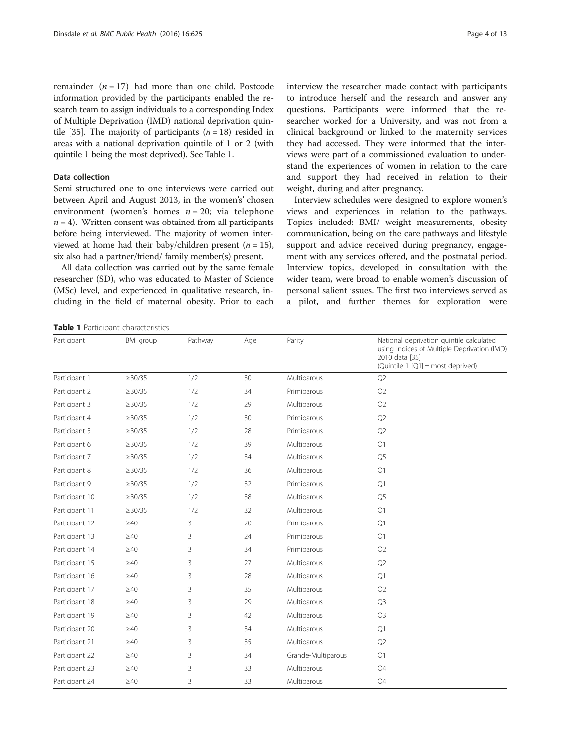remainder ($n = 17$) had more than one child. Postcode information provided by the participants enabled the research team to assign individuals to a corresponding Index of Multiple Deprivation (IMD) national deprivation quintile [35]. The majority of participants ($n = 18$) resided in areas with a national deprivation quintile of 1 or 2 (with quintile 1 being the most deprived). See Table 1.

### Data collection

Semi structured one to one interviews were carried out between April and August 2013, in the women's' chosen environment (women's homes $n = 20$; via telephone $n = 4$). Written consent was obtained from all participants before being interviewed. The majority of women interviewed at home had their baby/children present ($n = 15$), six also had a partner/friend/ family member(s) present.

All data collection was carried out by the same female researcher (SD), who was educated to Master of Science (MSc) level, and experienced in qualitative research, including in the field of maternal obesity. Prior to each interview the researcher made contact with participants to introduce herself and the research and answer any questions. Participants were informed that the researcher worked for a University, and was not from a clinical background or linked to the maternity services they had accessed. They were informed that the interviews were part of a commissioned evaluation to understand the experiences of women in relation to the care and support they had received in relation to their weight, during and after pregnancy.

Interview schedules were designed to explore women's views and experiences in relation to the pathways. Topics included: BMI/ weight measurements, obesity communication, being on the care pathways and lifestyle support and advice received during pregnancy, engagement with any services offered, and the postnatal period. Interview topics, developed in consultation with the wider team, were broad to enable women's discussion of personal salient issues. The first two interviews served as a pilot, and further themes for exploration were

**Table 1** Participant characteristics

| Participant | BMI group | Pathway | Age | Parity | National deprivation quintile calculated using Indices of Multiple Deprivation (IMD) 2010 data [35] (Quintile 1 [Q1] = most deprived) |
|---|---|---|---|---|---|
| Participant 1 | ≥30/35 | 1/2 | 30 | Multiparous | Q2 |
| Participant 2 | ≥30/35 | 1/2 | 34 | Primiparous | Q2 |
| Participant 3 | ≥30/35 | 1/2 | 29 | Multiparous | Q2 |
| Participant 4 | ≥30/35 | 1/2 | 30 | Primiparous | Q2 |
| Participant 5 | ≥30/35 | 1/2 | 28 | Primiparous | Q2 |
| Participant 6 | ≥30/35 | 1/2 | 39 | Multiparous | Q1 |
| Participant 7 | ≥30/35 | 1/2 | 34 | Multiparous | Q5 |
| Participant 8 | ≥30/35 | 1/2 | 36 | Multiparous | Q1 |
| Participant 9 | ≥30/35 | 1/2 | 32 | Primiparous | Q1 |
| Participant 10 | ≥30/35 | 1/2 | 38 | Multiparous | Q5 |
| Participant 11 | ≥30/35 | 1/2 | 32 | Multiparous | Q1 |
| Participant 12 | ≥40 | 3 | 20 | Primiparous | Q1 |
| Participant 13 | ≥40 | 3 | 24 | Primiparous | Q1 |
| Participant 14 | ≥40 | 3 | 34 | Primiparous | Q2 |
| Participant 15 | ≥40 | 3 | 27 | Multiparous | Q2 |
| Participant 16 | ≥40 | 3 | 28 | Multiparous | Q1 |
| Participant 17 | ≥40 | 3 | 35 | Multiparous | Q2 |
| Participant 18 | ≥40 | 3 | 29 | Multiparous | Q3 |
| Participant 19 | ≥40 | 3 | 42 | Multiparous | Q3 |
| Participant 20 | ≥40 | 3 | 34 | Multiparous | Q1 |
| Participant 21 | ≥40 | 3 | 35 | Multiparous | Q2 |
| Participant 22 | ≥40 | 3 | 34 | Grande-Multiparous | Q1 |
| Participant 23 | ≥40 | 3 | 33 | Multiparous | Q4 |
| Participant 24 | ≥40 | 3 | 33 | Multiparous | Q4 |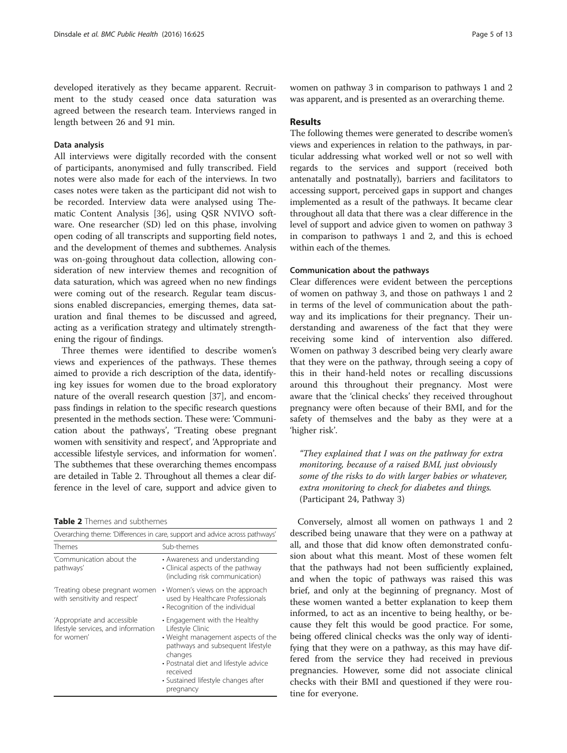developed iteratively as they became apparent. Recruitment to the study ceased once data saturation was agreed between the research team. Interviews ranged in length between 26 and 91 min.

### Data analysis

All interviews were digitally recorded with the consent of participants, anonymised and fully transcribed. Field notes were also made for each of the interviews. In two cases notes were taken as the participant did not wish to be recorded. Interview data were analysed using Thematic Content Analysis [36], using QSR NVIVO software. One researcher (SD) led on this phase, involving open coding of all transcripts and supporting field notes, and the development of themes and subthemes. Analysis was on-going throughout data collection, allowing consideration of new interview themes and recognition of data saturation, which was agreed when no new findings were coming out of the research. Regular team discussions enabled discrepancies, emerging themes, data saturation and final themes to be discussed and agreed, acting as a verification strategy and ultimately strengthening the rigour of findings.

Three themes were identified to describe women's views and experiences of the pathways. These themes aimed to provide a rich description of the data, identifying key issues for women due to the broad exploratory nature of the overall research question [37], and encompass findings in relation to the specific research questions presented in the methods section. These were: 'Communication about the pathways', 'Treating obese pregnant women with sensitivity and respect', and 'Appropriate and accessible lifestyle services, and information for women'. The subthemes that these overarching themes encompass are detailed in Table 2. Throughout all themes a clear difference in the level of care, support and advice given to women on pathway 3 in comparison to pathways 1 and 2 was apparent, and is presented as an overarching theme.

**Table 2** Themes and subthemes

| Overarching theme: 'Differences in care, support and advice across pathways' | |
|---|---|
| Themes | Sub-themes |
| 'Communication about the pathways' | • Awareness and understanding<br>• Clinical aspects of the pathway (including risk communication) |
| 'Treating obese pregnant women with sensitivity and respect' | • Women's views on the approach used by Healthcare Professionals<br>• Recognition of the individual |
| 'Appropriate and accessible lifestyle services, and information for women' | • Engagement with the Healthy Lifestyle Clinic<br>• Weight management aspects of the pathways and subsequent lifestyle changes<br>• Postnatal diet and lifestyle advice received<br>• Sustained lifestyle changes after pregnancy |

## Results

The following themes were generated to describe women's views and experiences in relation to the pathways, in particular addressing what worked well or not so well with regards to the services and support (received both antenatally and postnatally), barriers and facilitators to accessing support, perceived gaps in support and changes implemented as a result of the pathways. It became clear throughout all data that there was a clear difference in the level of support and advice given to women on pathway 3 in comparison to pathways 1 and 2, and this is echoed within each of the themes.

### Communication about the pathways

Clear differences were evident between the perceptions of women on pathway 3, and those on pathways 1 and 2 in terms of the level of communication about the pathway and its implications for their pregnancy. Their understanding and awareness of the fact that they were receiving some kind of intervention also differed. Women on pathway 3 described being very clearly aware that they were on the pathway, through seeing a copy of this in their hand-held notes or recalling discussions around this throughout their pregnancy. Most were aware that the 'clinical checks' they received throughout pregnancy were often because of their BMI, and for the safety of themselves and the baby as they were at a 'higher risk'.

> *"They explained that I was on the pathway for extra monitoring, because of a raised BMI, just obviously some of the risks to do with larger babies or whatever, extra monitoring to check for diabetes and things.* (Participant 24, Pathway 3)

Conversely, almost all women on pathways 1 and 2 described being unaware that they were on a pathway at all, and those that did know often demonstrated confusion about what this meant. Most of these women felt that the pathways had not been sufficiently explained, and when the topic of pathways was raised this was brief, and only at the beginning of pregnancy. Most of these women wanted a better explanation to keep them informed, to act as an incentive to being healthy, or because they felt this would be good practice. For some, being offered clinical checks was the only way of identifying that they were on a pathway, as this may have differed from the service they had received in previous pregnancies. However, some did not associate clinical checks with their BMI and questioned if they were routine for everyone.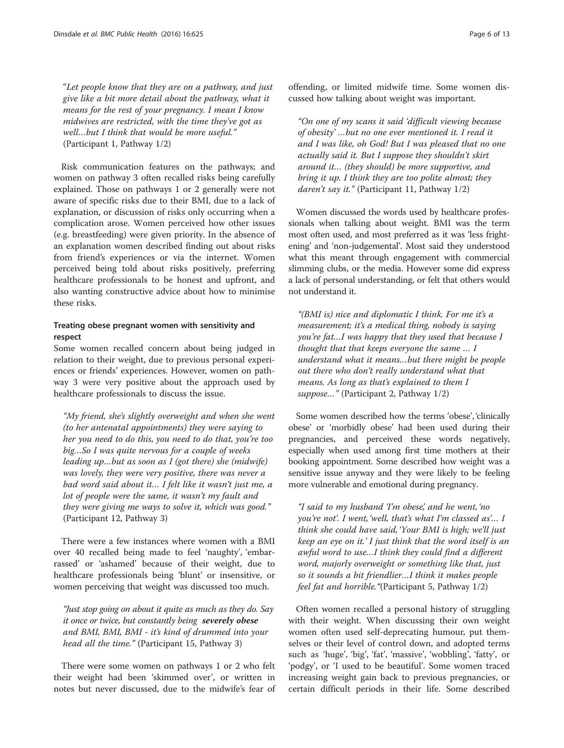"*Let people know that they are on a pathway, and just give like a bit more detail about the pathway, what it means for the rest of your pregnancy. I mean I know midwives are restricted, with the time they've got as well…but I think that would be more useful.*" (Participant 1, Pathway 1/2)

Risk communication features on the pathways; and women on pathway 3 often recalled risks being carefully explained. Those on pathways 1 or 2 generally were not aware of specific risks due to their BMI, due to a lack of explanation, or discussion of risks only occurring when a complication arose. Women perceived how other issues (e.g. breastfeeding) were given priority. In the absence of an explanation women described finding out about risks from friend's experiences or via the internet. Women perceived being told about risks positively, preferring healthcare professionals to be honest and upfront, and also wanting constructive advice about how to minimise these risks.

#### Treating obese pregnant women with sensitivity and respect

Some women recalled concern about being judged in relation to their weight, due to previous personal experiences or friends' experiences. However, women on pathway 3 were very positive about the approach used by healthcare professionals to discuss the issue.

*"My friend, she's slightly overweight and when she went (to her antenatal appointments) they were saying to her you need to do this, you need to do that, you're too big…So I was quite nervous for a couple of weeks leading up…but as soon as I (got there) she (midwife) was lovely, they were very positive, there was never a bad word said about it… I felt like it wasn't just me, a lot of people were the same, it wasn't my fault and they were giving me ways to solve it, which was good."* (Participant 12, Pathway 3)

There were a few instances where women with a BMI over 40 recalled being made to feel 'naughty', 'embarrassed' or 'ashamed' because of their weight, due to healthcare professionals being 'blunt' or insensitive, or women perceiving that weight was discussed too much.

*"Just stop going on about it quite as much as they do. Say it once or twice, but constantly being* ***severely obese*** *and BMI, BMI, BMI - it's kind of drummed into your head all the time."* (Participant 15, Pathway 3)

There were some women on pathways 1 or 2 who felt their weight had been 'skimmed over', or written in notes but never discussed, due to the midwife's fear of offending, or limited midwife time. Some women discussed how talking about weight was important.

*"On one of my scans it said 'difficult viewing because of obesity' …but no one ever mentioned it. I read it and I was like, oh God! But I was pleased that no one actually said it. But I suppose they shouldn't skirt around it… (they should) be more supportive, and bring it up. I think they are too polite almost; they daren't say it."* (Participant 11, Pathway 1/2)

Women discussed the words used by healthcare professionals when talking about weight. BMI was the term most often used, and most preferred as it was 'less frightening' and 'non-judgemental'. Most said they understood what this meant through engagement with commercial slimming clubs, or the media. However some did express a lack of personal understanding, or felt that others would not understand it.

*"(BMI is) nice and diplomatic I think. For me it's a measurement; it's a medical thing, nobody is saying you're fat…I was happy that they used that because I thought that that keeps everyone the same … I understand what it means…but there might be people out there who don't really understand what that means. As long as that's explained to them I suppose…"* (Participant 2, Pathway 1/2)

Some women described how the terms 'obese', 'clinically obese' or 'morbidly obese' had been used during their pregnancies, and perceived these words negatively, especially when used among first time mothers at their booking appointment. Some described how weight was a sensitive issue anyway and they were likely to be feeling more vulnerable and emotional during pregnancy.

*"I said to my husband 'I'm obese', and he went, 'no you're not'. I went, 'well, that's what I'm classed as'… I think she could have said, 'Your BMI is high; we'll just keep an eye on it.' I just think that the word itself is an awful word to use…I think they could find a different word, majorly overweight or something like that, just so it sounds a bit friendlier…I think it makes people feel fat and horrible."*(Participant 5, Pathway 1/2)

Often women recalled a personal history of struggling with their weight. When discussing their own weight women often used self-deprecating humour, put themselves or their level of control down, and adopted terms such as 'huge', 'big', 'fat', 'massive', 'wobbling', 'fatty', or 'podgy', or 'I used to be beautiful'. Some women traced increasing weight gain back to previous pregnancies, or certain difficult periods in their life. Some described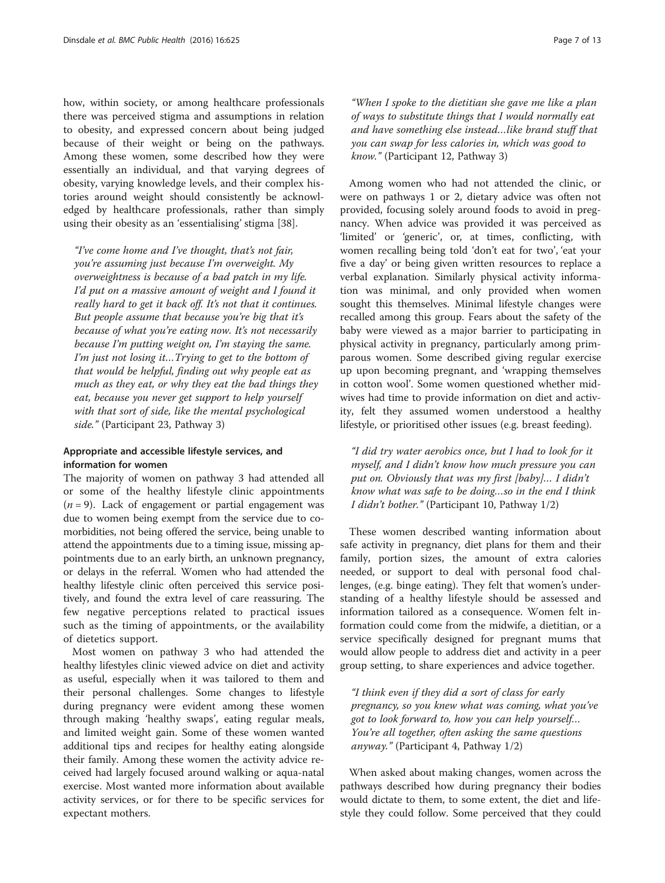how, within society, or among healthcare professionals there was perceived stigma and assumptions in relation to obesity, and expressed concern about being judged because of their weight or being on the pathways. Among these women, some described how they were essentially an individual, and that varying degrees of obesity, varying knowledge levels, and their complex histories around weight should consistently be acknowledged by healthcare professionals, rather than simply using their obesity as an 'essentialising' stigma [38].

> *"I've come home and I've thought, that's not fair, you're assuming just because I'm overweight. My overweightness is because of a bad patch in my life. I'd put on a massive amount of weight and I found it really hard to get it back off. It's not that it continues. But people assume that because you're big that it's because of what you're eating now. It's not necessarily because I'm putting weight on, I'm staying the same. I'm just not losing it…Trying to get to the bottom of that would be helpful, finding out why people eat as much as they eat, or why they eat the bad things they eat, because you never get support to help yourself with that sort of side, like the mental psychological side."* (Participant 23, Pathway 3)

#### Appropriate and accessible lifestyle services, and information for women

The majority of women on pathway 3 had attended all or some of the healthy lifestyle clinic appointments ($n = 9$). Lack of engagement or partial engagement was due to women being exempt from the service due to co-morbidities, not being offered the service, being unable to attend the appointments due to a timing issue, missing appointments due to an early birth, an unknown pregnancy, or delays in the referral. Women who had attended the healthy lifestyle clinic often perceived this service positively, and found the extra level of care reassuring. The few negative perceptions related to practical issues such as the timing of appointments, or the availability of dietetics support.

Most women on pathway 3 who had attended the healthy lifestyles clinic viewed advice on diet and activity as useful, especially when it was tailored to them and their personal challenges. Some changes to lifestyle during pregnancy were evident among these women through making 'healthy swaps', eating regular meals, and limited weight gain. Some of these women wanted additional tips and recipes for healthy eating alongside their family. Among these women the activity advice received had largely focused around walking or aqua-natal exercise. Most wanted more information about available activity services, or for there to be specific services for expectant mothers.

> *"When I spoke to the dietitian she gave me like a plan of ways to substitute things that I would normally eat and have something else instead…like brand stuff that you can swap for less calories in, which was good to know."* (Participant 12, Pathway 3)

Among women who had not attended the clinic, or were on pathways 1 or 2, dietary advice was often not provided, focusing solely around foods to avoid in pregnancy. When advice was provided it was perceived as 'limited' or 'generic', or, at times, conflicting, with women recalling being told 'don't eat for two', 'eat your five a day' or being given written resources to replace a verbal explanation. Similarly physical activity information was minimal, and only provided when women sought this themselves. Minimal lifestyle changes were recalled among this group. Fears about the safety of the baby were viewed as a major barrier to participating in physical activity in pregnancy, particularly among primparous women. Some described giving regular exercise up upon becoming pregnant, and 'wrapping themselves in cotton wool'. Some women questioned whether midwives had time to provide information on diet and activity, felt they assumed women understood a healthy lifestyle, or prioritised other issues (e.g. breast feeding).

> *"I did try water aerobics once, but I had to look for it myself, and I didn't know how much pressure you can put on. Obviously that was my first [baby]… I didn't know what was safe to be doing…so in the end I think I didn't bother."* (Participant 10, Pathway 1/2)

These women described wanting information about safe activity in pregnancy, diet plans for them and their family, portion sizes, the amount of extra calories needed, or support to deal with personal food challenges, (e.g. binge eating). They felt that women's understanding of a healthy lifestyle should be assessed and information tailored as a consequence. Women felt information could come from the midwife, a dietitian, or a service specifically designed for pregnant mums that would allow people to address diet and activity in a peer group setting, to share experiences and advice together.

> *"I think even if they did a sort of class for early pregnancy, so you knew what was coming, what you've got to look forward to, how you can help yourself… You're all together, often asking the same questions anyway."* (Participant 4, Pathway 1/2)

When asked about making changes, women across the pathways described how during pregnancy their bodies would dictate to them, to some extent, the diet and lifestyle they could follow. Some perceived that they could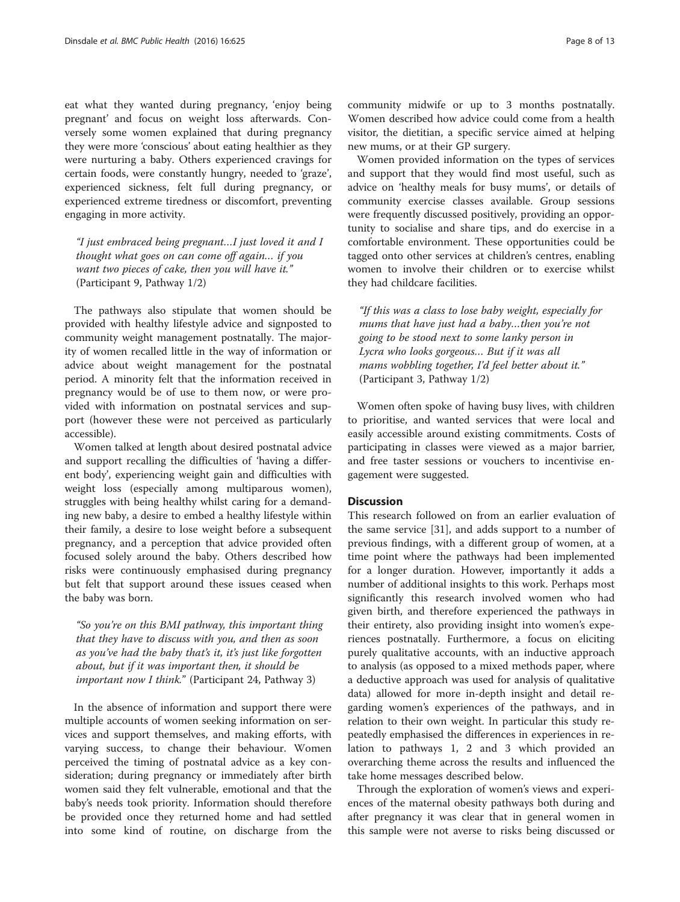eat what they wanted during pregnancy, 'enjoy being pregnant' and focus on weight loss afterwards. Conversely some women explained that during pregnancy they were more 'conscious' about eating healthier as they were nurturing a baby. Others experienced cravings for certain foods, were constantly hungry, needed to 'graze', experienced sickness, felt full during pregnancy, or experienced extreme tiredness or discomfort, preventing engaging in more activity.

> *"I just embraced being pregnant…I just loved it and I thought what goes on can come off again… if you want two pieces of cake, then you will have it."* (Participant 9, Pathway 1/2)

The pathways also stipulate that women should be provided with healthy lifestyle advice and signposted to community weight management postnatally. The majority of women recalled little in the way of information or advice about weight management for the postnatal period. A minority felt that the information received in pregnancy would be of use to them now, or were provided with information on postnatal services and support (however these were not perceived as particularly accessible).

Women talked at length about desired postnatal advice and support recalling the difficulties of 'having a different body', experiencing weight gain and difficulties with weight loss (especially among multiparous women), struggles with being healthy whilst caring for a demanding new baby, a desire to embed a healthy lifestyle within their family, a desire to lose weight before a subsequent pregnancy, and a perception that advice provided often focused solely around the baby. Others described how risks were continuously emphasised during pregnancy but felt that support around these issues ceased when the baby was born.

> *"So you're on this BMI pathway, this important thing that they have to discuss with you, and then as soon as you've had the baby that's it, it's just like forgotten about, but if it was important then, it should be important now I think."* (Participant 24, Pathway 3)

In the absence of information and support there were multiple accounts of women seeking information on services and support themselves, and making efforts, with varying success, to change their behaviour. Women perceived the timing of postnatal advice as a key consideration; during pregnancy or immediately after birth women said they felt vulnerable, emotional and that the baby's needs took priority. Information should therefore be provided once they returned home and had settled into some kind of routine, on discharge from the community midwife or up to 3 months postnatally. Women described how advice could come from a health visitor, the dietitian, a specific service aimed at helping new mums, or at their GP surgery.

Women provided information on the types of services and support that they would find most useful, such as advice on 'healthy meals for busy mums', or details of community exercise classes available. Group sessions were frequently discussed positively, providing an opportunity to socialise and share tips, and do exercise in a comfortable environment. These opportunities could be tagged onto other services at children's centres, enabling women to involve their children or to exercise whilst they had childcare facilities.

> *"If this was a class to lose baby weight, especially for mums that have just had a baby…then you're not going to be stood next to some lanky person in Lycra who looks gorgeous… But if it was all mams wobbling together, I'd feel better about it."* (Participant 3, Pathway 1/2)

Women often spoke of having busy lives, with children to prioritise, and wanted services that were local and easily accessible around existing commitments. Costs of participating in classes were viewed as a major barrier, and free taster sessions or vouchers to incentivise engagement were suggested.

## Discussion

This research followed on from an earlier evaluation of the same service [31], and adds support to a number of previous findings, with a different group of women, at a time point where the pathways had been implemented for a longer duration. However, importantly it adds a number of additional insights to this work. Perhaps most significantly this research involved women who had given birth, and therefore experienced the pathways in their entirety, also providing insight into women's experiences postnatally. Furthermore, a focus on eliciting purely qualitative accounts, with an inductive approach to analysis (as opposed to a mixed methods paper, where a deductive approach was used for analysis of qualitative data) allowed for more in-depth insight and detail regarding women's experiences of the pathways, and in relation to their own weight. In particular this study repeatedly emphasised the differences in experiences in relation to pathways 1, 2 and 3 which provided an overarching theme across the results and influenced the take home messages described below.

Through the exploration of women's views and experiences of the maternal obesity pathways both during and after pregnancy it was clear that in general women in this sample were not averse to risks being discussed or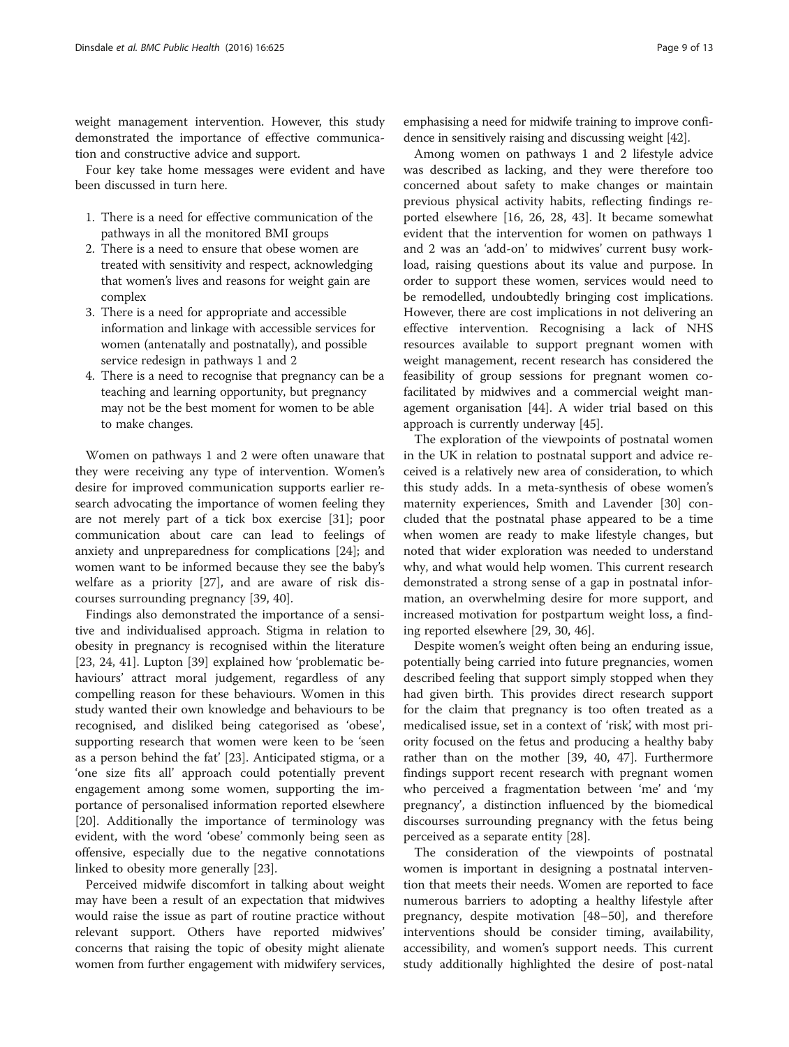weight management intervention. However, this study demonstrated the importance of effective communication and constructive advice and support.

Four key take home messages were evident and have been discussed in turn here.

1. There is a need for effective communication of the pathways in all the monitored BMI groups
2. There is a need to ensure that obese women are treated with sensitivity and respect, acknowledging that women's lives and reasons for weight gain are complex
3. There is a need for appropriate and accessible information and linkage with accessible services for women (antenatally and postnatally), and possible service redesign in pathways 1 and 2
4. There is a need to recognise that pregnancy can be a teaching and learning opportunity, but pregnancy may not be the best moment for women to be able to make changes.

Women on pathways 1 and 2 were often unaware that they were receiving any type of intervention. Women's desire for improved communication supports earlier research advocating the importance of women feeling they are not merely part of a tick box exercise [31]; poor communication about care can lead to feelings of anxiety and unpreparedness for complications [24]; and women want to be informed because they see the baby's welfare as a priority [27], and are aware of risk discourses surrounding pregnancy [39, 40].

Findings also demonstrated the importance of a sensitive and individualised approach. Stigma in relation to obesity in pregnancy is recognised within the literature [23, 24, 41]. Lupton [39] explained how 'problematic behaviours' attract moral judgement, regardless of any compelling reason for these behaviours. Women in this study wanted their own knowledge and behaviours to be recognised, and disliked being categorised as 'obese', supporting research that women were keen to be 'seen as a person behind the fat' [23]. Anticipated stigma, or a 'one size fits all' approach could potentially prevent engagement among some women, supporting the importance of personalised information reported elsewhere [20]. Additionally the importance of terminology was evident, with the word 'obese' commonly being seen as offensive, especially due to the negative connotations linked to obesity more generally [23].

Perceived midwife discomfort in talking about weight may have been a result of an expectation that midwives would raise the issue as part of routine practice without relevant support. Others have reported midwives' concerns that raising the topic of obesity might alienate women from further engagement with midwifery services, emphasising a need for midwife training to improve confidence in sensitively raising and discussing weight [42].

Among women on pathways 1 and 2 lifestyle advice was described as lacking, and they were therefore too concerned about safety to make changes or maintain previous physical activity habits, reflecting findings reported elsewhere [16, 26, 28, 43]. It became somewhat evident that the intervention for women on pathways 1 and 2 was an 'add-on' to midwives' current busy workload, raising questions about its value and purpose. In order to support these women, services would need to be remodelled, undoubtedly bringing cost implications. However, there are cost implications in not delivering an effective intervention. Recognising a lack of NHS resources available to support pregnant women with weight management, recent research has considered the feasibility of group sessions for pregnant women co-facilitated by midwives and a commercial weight management organisation [44]. A wider trial based on this approach is currently underway [45].

The exploration of the viewpoints of postnatal women in the UK in relation to postnatal support and advice received is a relatively new area of consideration, to which this study adds. In a meta-synthesis of obese women's maternity experiences, Smith and Lavender [30] concluded that the postnatal phase appeared to be a time when women are ready to make lifestyle changes, but noted that wider exploration was needed to understand why, and what would help women. This current research demonstrated a strong sense of a gap in postnatal information, an overwhelming desire for more support, and increased motivation for postpartum weight loss, a finding reported elsewhere [29, 30, 46].

Despite women's weight often being an enduring issue, potentially being carried into future pregnancies, women described feeling that support simply stopped when they had given birth. This provides direct research support for the claim that pregnancy is too often treated as a medicalised issue, set in a context of 'risk', with most priority focused on the fetus and producing a healthy baby rather than on the mother [39, 40, 47]. Furthermore findings support recent research with pregnant women who perceived a fragmentation between 'me' and 'my pregnancy', a distinction influenced by the biomedical discourses surrounding pregnancy with the fetus being perceived as a separate entity [28].

The consideration of the viewpoints of postnatal women is important in designing a postnatal intervention that meets their needs. Women are reported to face numerous barriers to adopting a healthy lifestyle after pregnancy, despite motivation [48–50], and therefore interventions should be consider timing, availability, accessibility, and women's support needs. This current study additionally highlighted the desire of post-natal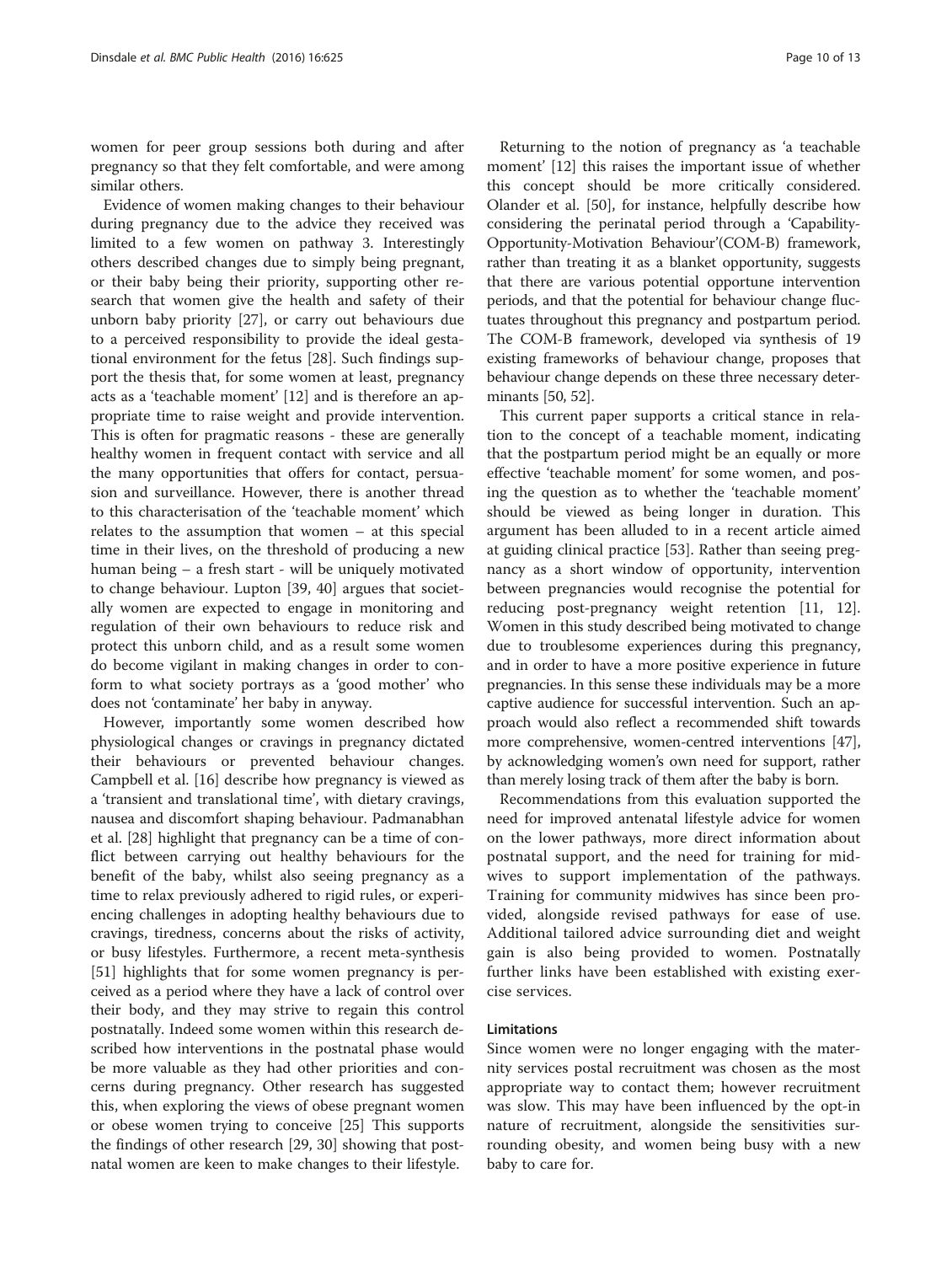women for peer group sessions both during and after pregnancy so that they felt comfortable, and were among similar others.

Evidence of women making changes to their behaviour during pregnancy due to the advice they received was limited to a few women on pathway 3. Interestingly others described changes due to simply being pregnant, or their baby being their priority, supporting other research that women give the health and safety of their unborn baby priority [27], or carry out behaviours due to a perceived responsibility to provide the ideal gestational environment for the fetus [28]. Such findings support the thesis that, for some women at least, pregnancy acts as a 'teachable moment' [12] and is therefore an appropriate time to raise weight and provide intervention. This is often for pragmatic reasons - these are generally healthy women in frequent contact with service and all the many opportunities that offers for contact, persuasion and surveillance. However, there is another thread to this characterisation of the 'teachable moment' which relates to the assumption that women – at this special time in their lives, on the threshold of producing a new human being – a fresh start - will be uniquely motivated to change behaviour. Lupton [39, 40] argues that societally women are expected to engage in monitoring and regulation of their own behaviours to reduce risk and protect this unborn child, and as a result some women do become vigilant in making changes in order to conform to what society portrays as a 'good mother' who does not 'contaminate' her baby in anyway.

However, importantly some women described how physiological changes or cravings in pregnancy dictated their behaviours or prevented behaviour changes. Campbell et al. [16] describe how pregnancy is viewed as a 'transient and translational time', with dietary cravings, nausea and discomfort shaping behaviour. Padmanabhan et al. [28] highlight that pregnancy can be a time of conflict between carrying out healthy behaviours for the benefit of the baby, whilst also seeing pregnancy as a time to relax previously adhered to rigid rules, or experiencing challenges in adopting healthy behaviours due to cravings, tiredness, concerns about the risks of activity, or busy lifestyles. Furthermore, a recent meta-synthesis [51] highlights that for some women pregnancy is perceived as a period where they have a lack of control over their body, and they may strive to regain this control postnatally. Indeed some women within this research described how interventions in the postnatal phase would be more valuable as they had other priorities and concerns during pregnancy. Other research has suggested this, when exploring the views of obese pregnant women or obese women trying to conceive [25] This supports the findings of other research [29, 30] showing that postnatal women are keen to make changes to their lifestyle.

Returning to the notion of pregnancy as 'a teachable moment' [12] this raises the important issue of whether this concept should be more critically considered. Olander et al. [50], for instance, helpfully describe how considering the perinatal period through a 'Capability-Opportunity-Motivation Behaviour'(COM-B) framework, rather than treating it as a blanket opportunity, suggests that there are various potential opportune intervention periods, and that the potential for behaviour change fluctuates throughout this pregnancy and postpartum period. The COM-B framework, developed via synthesis of 19 existing frameworks of behaviour change, proposes that behaviour change depends on these three necessary determinants [50, 52].

This current paper supports a critical stance in relation to the concept of a teachable moment, indicating that the postpartum period might be an equally or more effective 'teachable moment' for some women, and posing the question as to whether the 'teachable moment' should be viewed as being longer in duration. This argument has been alluded to in a recent article aimed at guiding clinical practice [53]. Rather than seeing pregnancy as a short window of opportunity, intervention between pregnancies would recognise the potential for reducing post-pregnancy weight retention [11, 12]. Women in this study described being motivated to change due to troublesome experiences during this pregnancy, and in order to have a more positive experience in future pregnancies. In this sense these individuals may be a more captive audience for successful intervention. Such an approach would also reflect a recommended shift towards more comprehensive, women-centred interventions [47], by acknowledging women's own need for support, rather than merely losing track of them after the baby is born.

Recommendations from this evaluation supported the need for improved antenatal lifestyle advice for women on the lower pathways, more direct information about postnatal support, and the need for training for midwives to support implementation of the pathways. Training for community midwives has since been provided, alongside revised pathways for ease of use. Additional tailored advice surrounding diet and weight gain is also being provided to women. Postnatally further links have been established with existing exercise services.

### Limitations

Since women were no longer engaging with the maternity services postal recruitment was chosen as the most appropriate way to contact them; however recruitment was slow. This may have been influenced by the opt-in nature of recruitment, alongside the sensitivities surrounding obesity, and women being busy with a new baby to care for.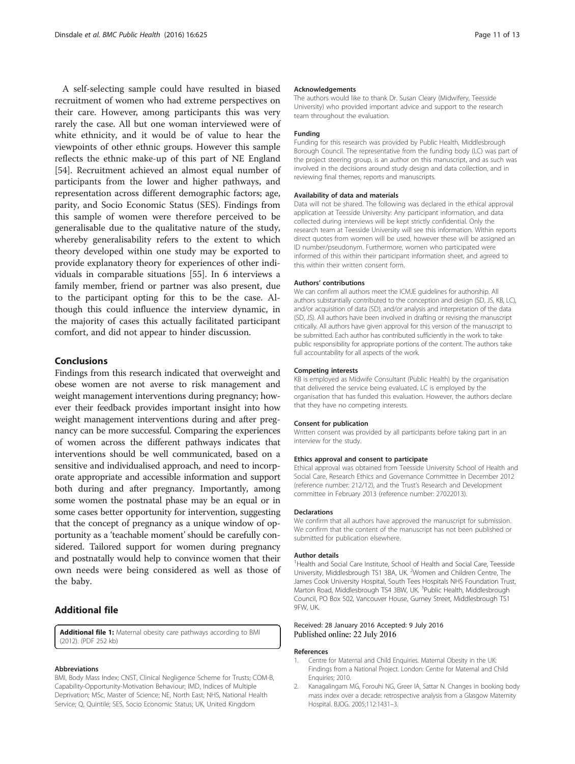A self-selecting sample could have resulted in biased recruitment of women who had extreme perspectives on their care. However, among participants this was very rarely the case. All but one woman interviewed were of white ethnicity, and it would be of value to hear the viewpoints of other ethnic groups. However this sample reflects the ethnic make-up of this part of NE England [54]. Recruitment achieved an almost equal number of participants from the lower and higher pathways, and representation across different demographic factors; age, parity, and Socio Economic Status (SES). Findings from this sample of women were therefore perceived to be generalisable due to the qualitative nature of the study, whereby generalisability refers to the extent to which theory developed within one study may be exported to provide explanatory theory for experiences of other individuals in comparable situations [55]. In 6 interviews a family member, friend or partner was also present, due to the participant opting for this to be the case. Although this could influence the interview dynamic, in the majority of cases this actually facilitated participant comfort, and did not appear to hinder discussion.

## Conclusions

Findings from this research indicated that overweight and obese women are not averse to risk management and weight management interventions during pregnancy; however their feedback provides important insight into how weight management interventions during and after pregnancy can be more successful. Comparing the experiences of women across the different pathways indicates that interventions should be well communicated, based on a sensitive and individualised approach, and need to incorporate appropriate and accessible information and support both during and after pregnancy. Importantly, among some women the postnatal phase may be an equal or in some cases better opportunity for intervention, suggesting that the concept of pregnancy as a unique window of opportunity as a 'teachable moment' should be carefully considered. Tailored support for women during pregnancy and postnatally would help to convince women that their own needs were being considered as well as those of the baby.

## Additional file

**Additional file 1:** Maternal obesity care pathways according to BMI (2012). (PDF 252 kb)

#### Abbreviations

BMI, Body Mass Index; CNST, Clinical Negligence Scheme for Trusts; COM-B, Capability-Opportunity-Motivation Behaviour; IMD, Indices of Multiple Deprivation; MSc, Master of Science; NE, North East; NHS, National Health Service; Q, Quintile; SES, Socio Economic Status; UK, United Kingdom

#### Acknowledgements

The authors would like to thank Dr. Susan Cleary (Midwifery, Teesside University) who provided important advice and support to the research team throughout the evaluation.

#### Funding

Funding for this research was provided by Public Health, Middlesbrough Borough Council. The representative from the funding body (LC) was part of the project steering group, is an author on this manuscript, and as such was involved in the decisions around study design and data collection, and in reviewing final themes, reports and manuscripts.

#### Availability of data and materials

Data will not be shared. The following was declared in the ethical approval application at Teesside University: Any participant information, and data collected during interviews will be kept strictly confidential. Only the research team at Teesside University will see this information. Within reports direct quotes from women will be used, however these will be assigned an ID number/pseudonym. Furthermore, women who participated were informed of this within their participant information sheet, and agreed to this within their written consent form.

#### Authors' contributions

We can confirm all authors meet the ICMJE guidelines for authorship. All authors substantially contributed to the conception and design (SD, JS, KB, LC), and/or acquisition of data (SD), and/or analysis and interpretation of the data (SD, JS). All authors have been involved in drafting or revising the manuscript critically. All authors have given approval for this version of the manuscript to be submitted. Each author has contributed sufficiently in the work to take public responsibility for appropriate portions of the content. The authors take full accountability for all aspects of the work.

#### Competing interests

KB is employed as Midwife Consultant (Public Health) by the organisation that delivered the service being evaluated. LC is employed by the organisation that has funded this evaluation. However, the authors declare that they have no competing interests.

#### Consent for publication

Written consent was provided by all participants before taking part in an interview for the study.

#### Ethics approval and consent to participate

Ethical approval was obtained from Teesside University School of Health and Social Care, Research Ethics and Governance Committee in December 2012 (reference number: 212/12), and the Trust's Research and Development committee in February 2013 (reference number: 27022013).

#### Declarations

We confirm that all authors have approved the manuscript for submission. We confirm that the content of the manuscript has not been published or submitted for publication elsewhere.

#### Author details

[1]Health and Social Care Institute, School of Health and Social Care, Teesside University, Middlesbrough TS1 3BA, UK. [2]Women and Children Centre, The James Cook University Hospital, South Tees Hospitals NHS Foundation Trust, Marton Road, Middlesbrough TS4 3BW, UK. [3]Public Health, Middlesbrough Council, PO Box 502, Vouncouver House, Gurney Street, Middlesbrough TS1 9FW, UK.

Received: 28 January 2016 Accepted: 9 July 2016
Published online: 22 July 2016

#### References

1. Centre for Maternal and Child Enquiries. Maternal Obesity in the UK: Findings from a National Project. London: Centre for Maternal and Child Enquiries; 2010.
2. Kanagalingam MG, Forouhi NG, Greer IA, Sattar N. Changes in booking body mass index over a decade: retrospective analysis from a Glasgow Maternity Hospital. BJOG. 2005;112:1431–3.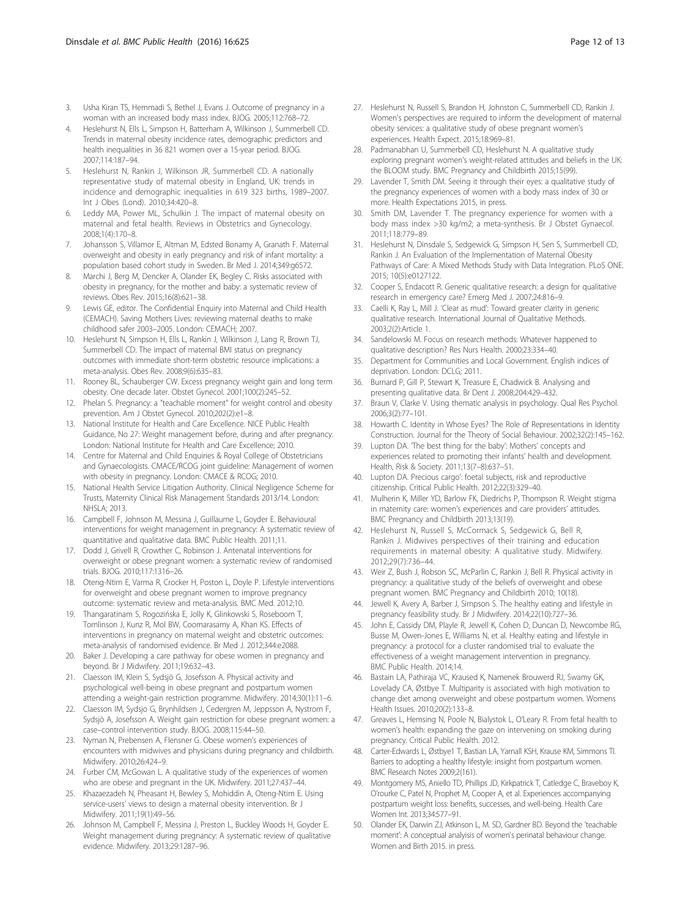3. Usha Kiran TS, Hemmadi S, Bethel J, Evans J. Outcome of pregnancy in a woman with an increased body mass index. BJOG. 2005;112:768–72.
4. Heslehurst N, Ells L, Simpson H, Batterham A, Wilkinson J, Summerbell CD. Trends in maternal obesity incidence rates, demographic predictors and health inequalities in 36 821 women over a 15-year period. BJOG. 2007;114:187–94.
5. Heslehurst N, Rankin J, Wilkinson JR, Summerbell CD. A nationally representative study of maternal obesity in England, UK: trends in incidence and demographic inequalities in 619 323 births, 1989–2007. Int J Obes (Lond). 2010;34:420–8.
6. Leddy MA, Power ML, Schulkin J. The impact of maternal obesity on maternal and fetal health. Reviews in Obstetrics and Gynecology. 2008;1(4):170–8.
7. Johansson S, Villamor E, Altman M, Edsted Bonamy A, Granath F. Maternal overweight and obesity in early pregnancy and risk of infant mortality: a population based cohort study in Sweden. Br Med J. 2014;349:g6572.
8. Marchi J, Berg M, Dencker A, Olander EK, Begley C. Risks associated with obesity in pregnancy, for the mother and baby: a systematic review of reviews. Obes Rev. 2015;16(8):621–38.
9. Lewis GE, editor. The Confidential Enquiry into Maternal and Child Health (CEMACH). Saving Mothers Lives: reviewing maternal deaths to make childhood safer 2003–2005. London: CEMACH; 2007.
10. Heslehurst N, Simpson H, Ells L, Rankin J, Wilkinson J, Lang R, Brown TJ, Summerbell CD. The impact of maternal BMI status on pregnancy outcomes with immediate short-term obstetric resource implications: a meta-analysis. Obes Rev. 2008;9(6):635–83.
11. Rooney BL, Schauberger CW. Excess pregnancy weight gain and long term obesity. One decade later. Obstet Gynecol. 2001;100(2):245–52.
12. Phelan S. Pregnancy: a "teachable moment" for weight control and obesity prevention. Am J Obstet Gynecol. 2010;202(2):e1–8.
13. National Institute for Health and Care Excellence. NICE Public Health Guidance, No 27: Weight management before, during and after pregnancy. London: National Institute for Health and Care Excellence; 2010.
14. Centre for Maternal and Child Enquiries & Royal College of Obstetricians and Gynaecologists. CMACE/RCOG joint guideline: Management of women with obesity in pregnancy. London: CMACE & RCOG; 2010.
15. National Health Service Litigation Authority. Clinical Negligence Scheme for Trusts, Maternity Clinical Risk Management Standards 2013/14. London: NHSLA; 2013.
16. Campbell F, Johnson M, Messina J, Guillaume L, Goyder E. Behavioural interventions for weight management in pregnancy: A systematic review of quantitative and qualitative data. BMC Public Health. 2011;11.
17. Dodd J, Grivell R, Crowther C, Robinson J. Antenatal interventions for overweight or obese pregnant women: a systematic review of randomised trials. BJOG. 2010;117:1316–26.
18. Oteng-Ntim E, Varma R, Crocker H, Poston L, Doyle P. Lifestyle interventions for overweight and obese pregnant women to improve pregnancy outcome: systematic review and meta-analysis. BMC Med. 2012;10.
19. Thangaratinam S, Rogozińska E, Jolly K, Glinkowski S, Roseboom T, Tomlinson J, Kunz R, Mol BW, Coomarasamy A, Khan KS. Effects of interventions in pregnancy on maternal weight and obstetric outcomes: meta-analysis of randomised evidence. Br Med J. 2012;344:e2088.
20. Baker J. Developing a care pathway for obese women in pregnancy and beyond. Br J Midwifery. 2011;19:632–43.
21. Claesson IM, Klein S, Sydsjö G, Josefsson A. Physical activity and psychological well-being in obese pregnant and postpartum women attending a weight-gain restriction programme. Midwifery. 2014;30(1):11–6.
22. Claesson IM, Sydsjo G, Brynhildsen J, Cedergren M, Jeppsson A, Nystrom F, Sydsjö A, Josefsson A. Weight gain restriction for obese pregnant women: a case–control intervention study. BJOG. 2008;115:44–50.
23. Nyman N, Prebensen A, Flensner G. Obese women's experiences of encounters with midwives and physicians during pregnancy and childbirth. Midwifery. 2010;26:424–9.
24. Furber CM, McGowan L. A qualitative study of the experiences of women who are obese and pregnant in the UK. Midwifery. 2011;27:437–44.
25. Khazaezadeh N, Pheasant H, Bewley S, Mohiddin A, Oteng-Ntim E. Using service-users' views to design a maternal obesity intervention. Br J Midwifery. 2011;19(1):49–56.
26. Johnson M, Campbell F, Messina J, Preston L, Buckley Woods H, Goyder E. Weight management during pregnancy: A systematic review of qualitative evidence. Midwifery. 2013;29:1287–96.
27. Heslehurst N, Russell S, Brandon H, Johnston C, Summerbell CD, Rankin J. Women's perspectives are required to inform the development of maternal obesity services: a qualitative study of obese pregnant women's experiences. Health Expect. 2015;18:969–81.
28. Padmanabhan U, Summerbell CD, Heslehurst N. A qualitative study exploring pregnant women's weight-related attitudes and beliefs in the UK: the BLOOM study. BMC Pregnancy and Childbirth 2015;15(99).
29. Lavender T, Smith DM. Seeing it through their eyes: a qualitative study of the pregnancy experiences of women with a body mass index of 30 or more. Health Expectations 2015, in press.
30. Smith DM, Lavender T. The pregnancy experience for women with a body mass index >30 kg/m2; a meta-synthesis. Br J Obstet Gynaecol. 2011;118:779–89.
31. Heslehurst N, Dinsdale S, Sedgewick G, Simpson H, Sen S, Summerbell CD, Rankin J. An Evaluation of the Implementation of Maternal Obesity Pathways of Care: A Mixed Methods Study with Data Integration. PLoS ONE. 2015; 10(5):e0127122.
32. Cooper S, Endacott R. Generic qualitative research: a design for qualitative research in emergency care? Emerg Med J. 2007;24:816–9.
33. Caelli K, Ray L, Mill J. 'Clear as mud': Toward greater clarity in generic qualitative research. International Journal of Qualitative Methods. 2003;2(2):Article 1.
34. Sandelowski M. Focus on research methods: Whatever happened to qualitative description? Res Nurs Health. 2000;23:334–40.
35. Department for Communities and Local Government. English indices of deprivation. London: DCLG; 2011.
36. Burnard P, Gill P, Stewart K, Treasure E, Chadwick B. Analysing and presenting qualitative data. Br Dent J. 2008;204:429–432.
37. Braun V, Clarke V. Using thematic analysis in psychology. Qual Res Psychol. 2006;3(2):77–101.
38. Howarth C. Identity in Whose Eyes? The Role of Representations in Identity Construction. Journal for the Theory of Social Behaviour. 2002;32(2):145–162.
39. Lupton DA. 'The best thing for the baby': Mothers' concepts and experiences related to promoting their infants' health and development. Health, Risk & Society. 2011;13(7–8):637–51.
40. Lupton DA. Precious cargo': foetal subjects, risk and reproductive citizenship. Critical Public Health. 2012;22(3):329–40.
41. Mulherin K, Miller YD, Barlow FK, Diedrichs P, Thompson R. Weight stigma in maternity care: women's experiences and care providers' attitudes. BMC Pregnancy and Childbirth 2013;13(19).
42. Heslehurst N, Russell S, McCormack S, Sedgewick G, Bell R, Rankin J. Midwives perspectives of their training and education requirements in maternal obesity: A qualitative study. Midwifery. 2012;29(7):736–44.
43. Weir Z, Bush J, Robson SC, McParlin C, Rankin J, Bell R. Physical activity in pregnancy: a qualitative study of the beliefs of overweight and obese pregnant women. BMC Pregnancy and Childbirth 2010; 10(18).
44. Jewell K, Avery A, Barber J, Simpson S. The healthy eating and lifestyle in pregnancy feasibility study. Br J Midwifery. 2014;22(10):727–36.
45. John E, Cassidy DM, Playle R, Jewell K, Cohen D, Duncan D, Newcombe RG, Busse M, Owen-Jones E, Williams N, et al. Healthy eating and lifestyle in pregnancy: a protocol for a cluster randomised trial to evaluate the effectiveness of a weight management intervention in pregnancy. BMC Public Health. 2014;14.
46. Bastain LA, Pathiraja VC, Kraused K, Namenek Brouwerd RJ, Swamy GK, Lovelady CA, Østbye T. Multiparity is associated with high motivation to change diet among overweight and obese postpartum women. Womens Health Issues. 2010;20(2):133–8.
47. Greaves L, Hemsing N, Poole N, Bialystok L, O'Leary R. From fetal health to women's health: expanding the gaze on intervening on smoking during pregnancy. Critical Public Health. 2012.
48. Carter-Edwards L, Østbye1 T, Bastian LA, Yarnall KSH, Krause KM, Simmons TI. Barriers to adopting a healthy lifestyle: insight from postpartum women. BMC Research Notes 2009;2(161).
49. Montgomery MS, Aniello TD, Phillips JD, Kirkpatrick T, Catledge C, Braveboy K, O'rourke C, Patel N, Prophet M, Cooper A, et al. Experiences accompanying postpartum weight loss: benefits, successes, and well-being. Health Care Women Int. 2013;34:577–91.
50. Olander EK, Darwin ZJ, Atkinson L, M. SD, Gardner BD. Beyond the 'teachable moment': A conceptual analyisis of women's perinatal behaviour change. Women and Birth 2015. in press.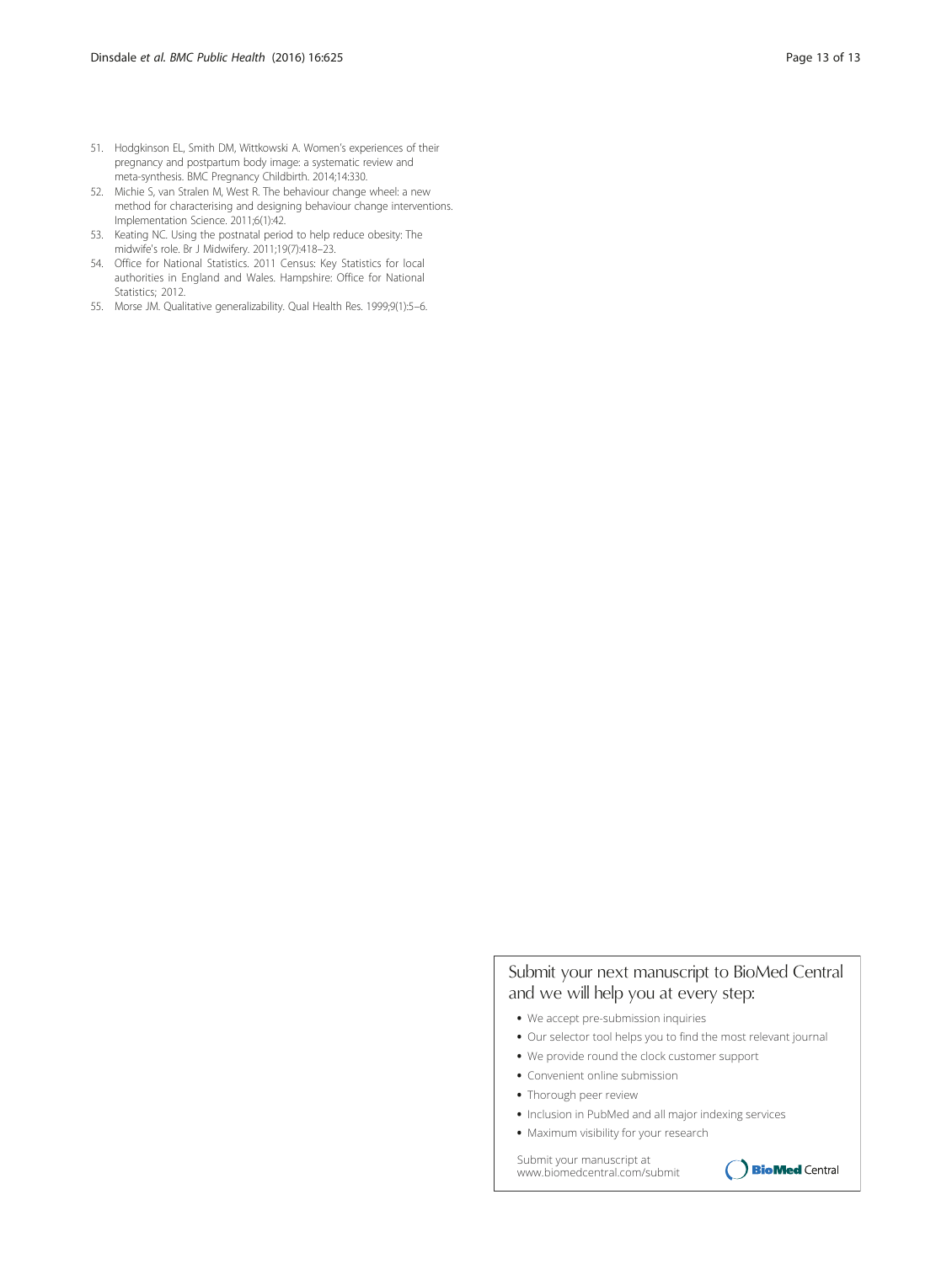51. Hodgkinson EL, Smith DM, Wittkowski A. Women's experiences of their pregnancy and postpartum body image: a systematic review and meta-synthesis. BMC Pregnancy Childbirth. 2014;14:330.
52. Michie S, van Stralen M, West R. The behaviour change wheel: a new method for characterising and designing behaviour change interventions. Implementation Science. 2011;6(1):42.
53. Keating NC. Using the postnatal period to help reduce obesity: The midwife's role. Br J Midwifery. 2011;19(7):418–23.
54. Office for National Statistics. 2011 Census: Key Statistics for local authorities in England and Wales. Hampshire: Office for National Statistics; 2012.
55. Morse JM. Qualitative generalizability. Qual Health Res. 1999;9(1):5–6.

Submit your next manuscript to BioMed Central and we will help you at every step:

- We accept pre-submission inquiries
- Our selector tool helps you to find the most relevant journal
- We provide round the clock customer support
- Convenient online submission
- Thorough peer review
- Inclusion in PubMed and all major indexing services
- Maximum visibility for your research

Submit your manuscript at
www.biomedcentral.com/submit

BioMed Central